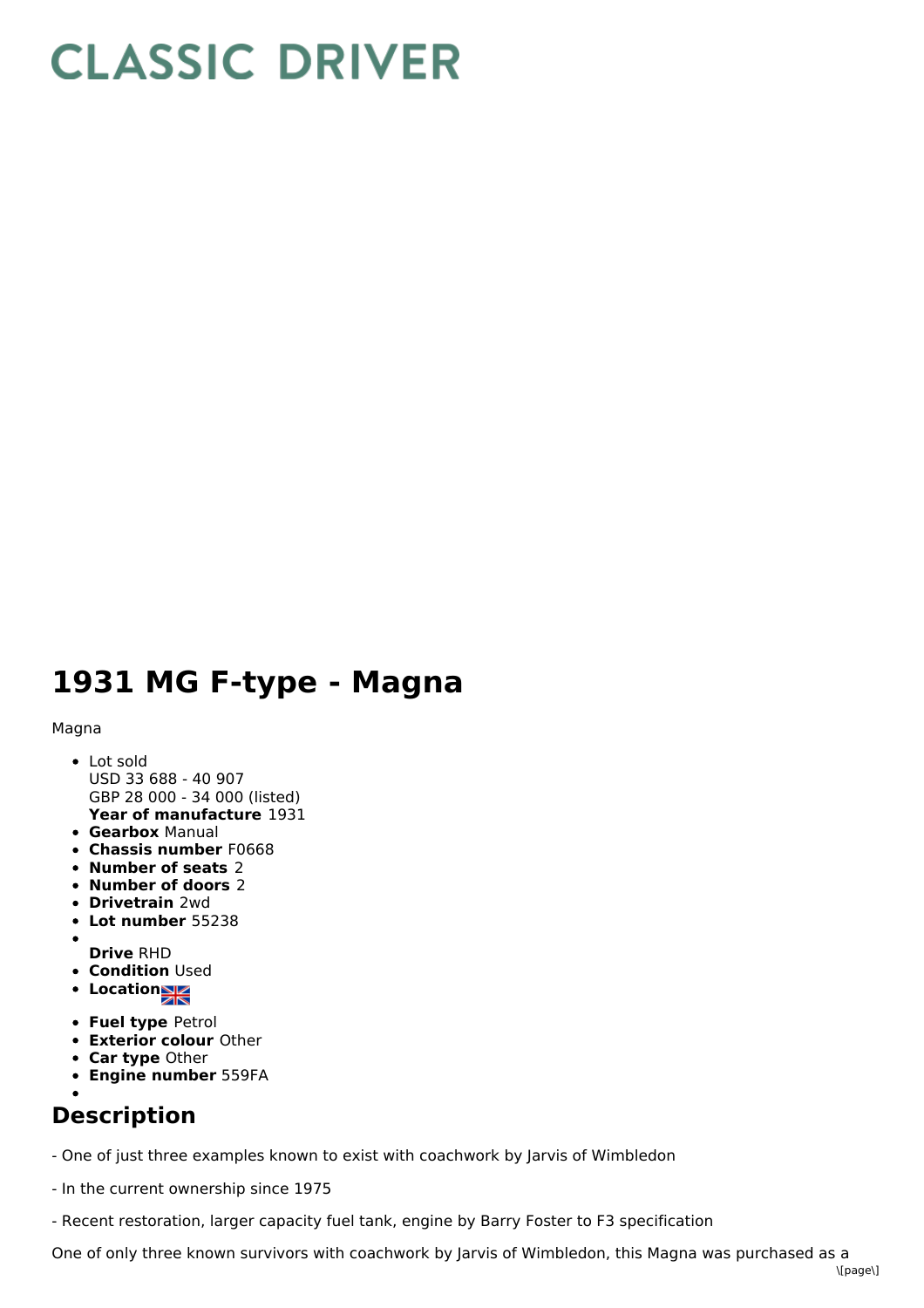# CLASSIC DRIVER

# 1931 MG F-type - Magna

Magna

- Lot sold
  USD 33 688 - 40 907
  GBP 28 000 - 34 000 (listed)
  **Year of manufacture** 1931
- **Gearbox** Manual
- **Chassis number** F0668
- **Number of seats** 2
- **Number of doors** 2
- **Drivetrain** 2wd
- **Lot number** 55238
- **Drive** RHD
- **Condition** Used
- **Location**
- **Fuel type** Petrol
- **Exterior colour** Other
- **Car type** Other
- **Engine number** 559FA

## Description

- One of just three examples known to exist with coachwork by Jarvis of Wimbledon

- In the current ownership since 1975

- Recent restoration, larger capacity fuel tank, engine by Barry Foster to F3 specification

One of only three known survivors with coachwork by Jarvis of Wimbledon, this Magna was purchased as a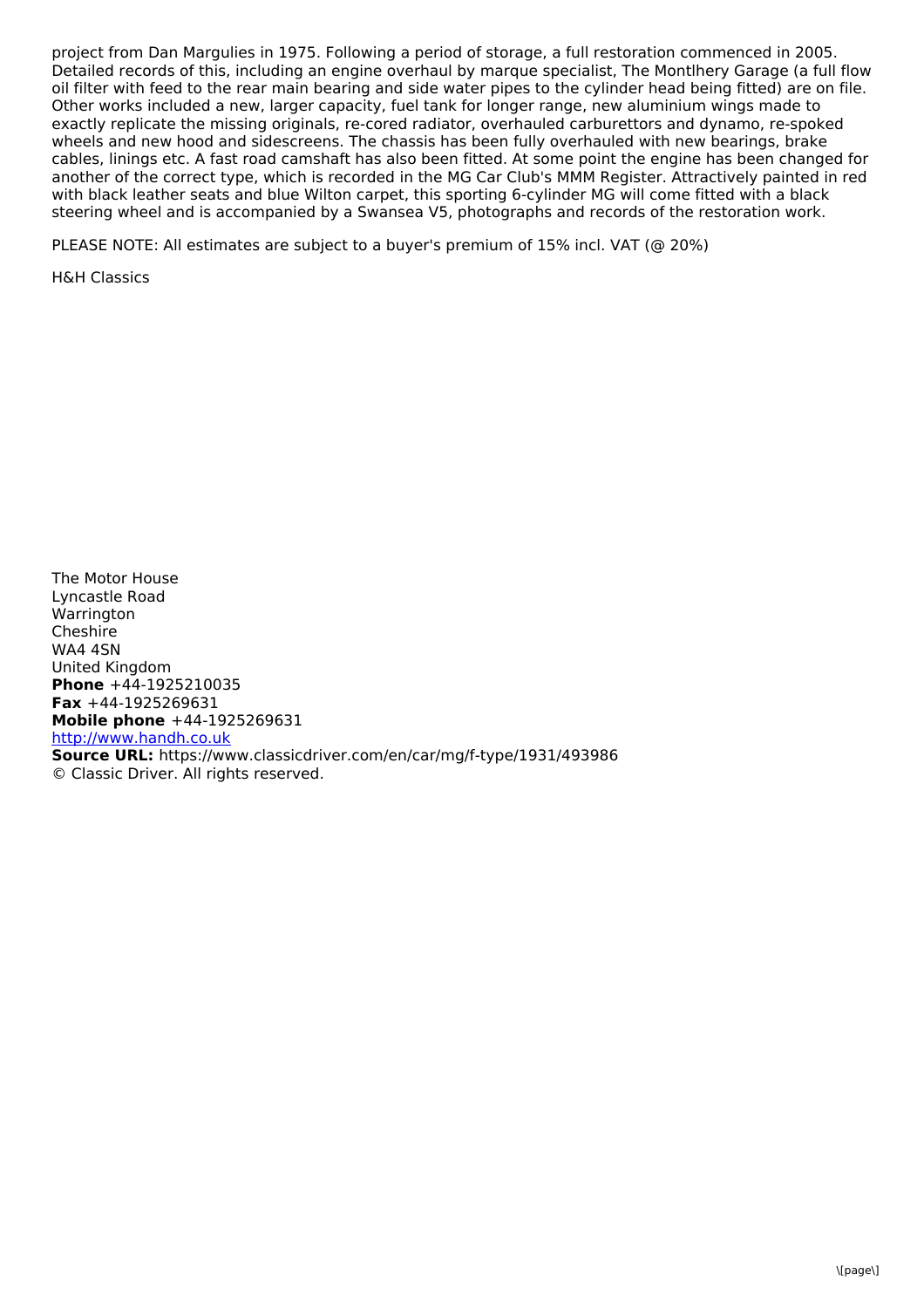project from Dan Margulies in 1975. Following a period of storage, a full restoration commenced in 2005. Detailed records of this, including an engine overhaul by marque specialist, The Montlhery Garage (a full flow oil filter with feed to the rear main bearing and side water pipes to the cylinder head being fitted) are on file. Other works included a new, larger capacity, fuel tank for longer range, new aluminium wings made to exactly replicate the missing originals, re-cored radiator, overhauled carburettors and dynamo, re-spoked wheels and new hood and sidescreens. The chassis has been fully overhauled with new bearings, brake cables, linings etc. A fast road camshaft has also been fitted. At some point the engine has been changed for another of the correct type, which is recorded in the MG Car Club's MMM Register. Attractively painted in red with black leather seats and blue Wilton carpet, this sporting 6-cylinder MG will come fitted with a black steering wheel and is accompanied by a Swansea V5, photographs and records of the restoration work.

PLEASE NOTE: All estimates are subject to a buyer's premium of 15% incl. VAT (@ 20%)

H&H Classics

The Motor House
Lyncastle Road
Warrington
Cheshire
WA4 4SN
United Kingdom
**Phone** +44-1925210035
**Fax** +44-1925269631
**Mobile phone** +44-1925269631
[http://www.handh.co.uk](http://www.handh.co.uk)
**Source URL:** https://www.classicdriver.com/en/car/mg/f-type/1931/493986
© Classic Driver. All rights reserved.